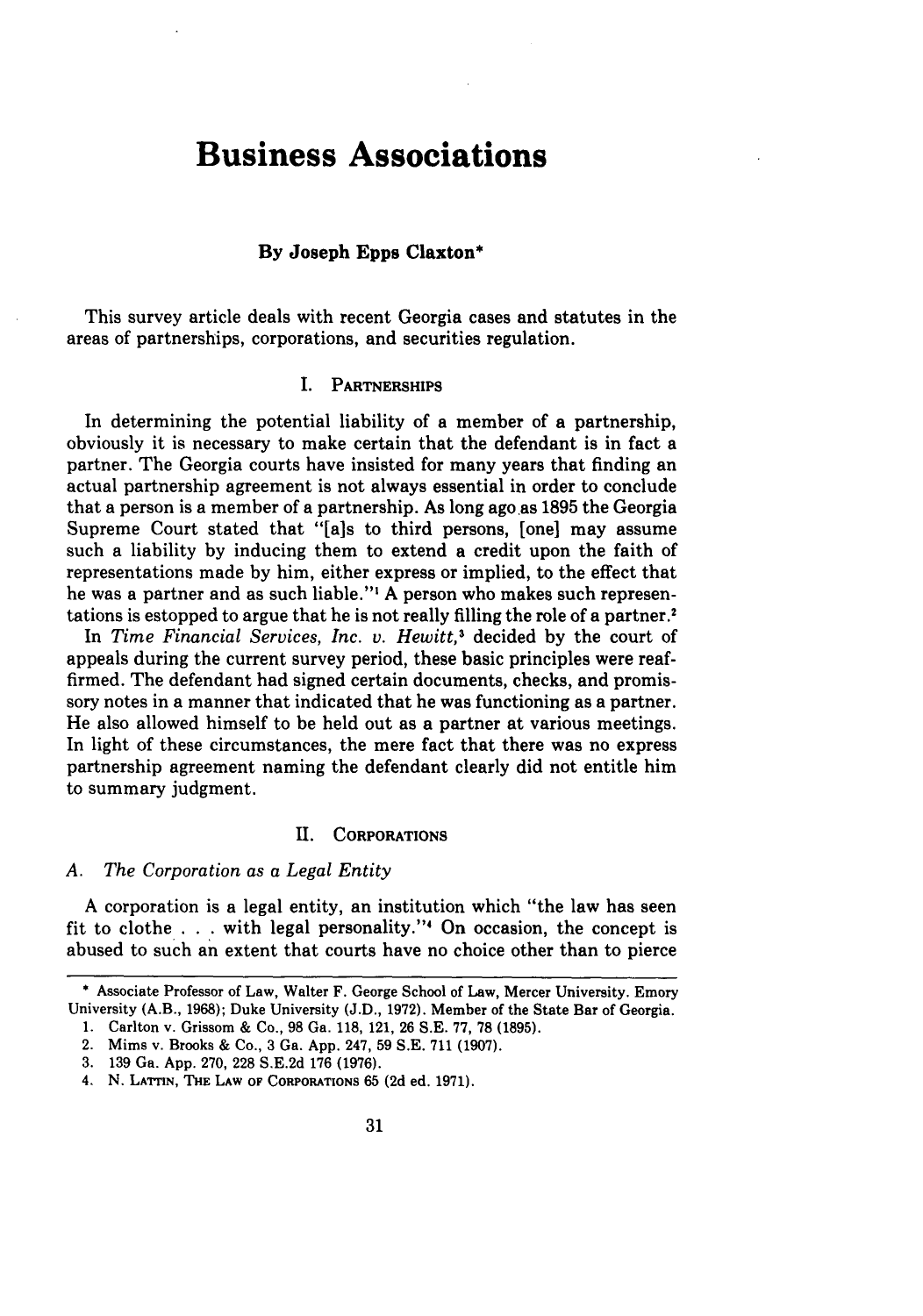# Business Associations

**By Joseph Epps Claxton***

This survey article deals with recent Georgia cases and statutes in the areas of partnerships, corporations, and securities regulation.

## I. PARTNERSHIPS

In determining the potential liability of a member of a partnership, obviously it is necessary to make certain that the defendant is in fact a partner. The Georgia courts have insisted for many years that finding an actual partnership agreement is not always essential in order to conclude that a person is a member of a partnership. As long ago as 1895 the Georgia Supreme Court stated that "[a]s to third persons, [one] may assume such a liability by inducing them to extend a credit upon the faith of representations made by him, either express or implied, to the effect that he was a partner and as such liable."[1] A person who makes such representations is estopped to argue that he is not really filling the role of a partner.[2]

In *Time Financial Services, Inc. v. Hewitt*,[3] decided by the court of appeals during the current survey period, these basic principles were reaffirmed. The defendant had signed certain documents, checks, and promissory notes in a manner that indicated that he was functioning as a partner. He also allowed himself to be held out as a partner at various meetings. In light of these circumstances, the mere fact that there was no express partnership agreement naming the defendant clearly did not entitle him to summary judgment.

## II. CORPORATIONS

### A. *The Corporation as a Legal Entity*

A corporation is a legal entity, an institution which "the law has seen fit to clothe . . . with legal personality."[4] On occasion, the concept is abused to such an extent that courts have no choice other than to pierce

---

* Associate Professor of Law, Walter F. George School of Law, Mercer University. Emory University (A.B., 1968); Duke University (J.D., 1972). Member of the State Bar of Georgia.

1. Carlton v. Grissom & Co., 98 Ga. 118, 121, 26 S.E. 77, 78 (1895).
2. Mims v. Brooks & Co., 3 Ga. App. 247, 59 S.E. 711 (1907).
3. 139 Ga. App. 270, 228 S.E.2d 176 (1976).
4. N. LATTIN, THE LAW OF CORPORATIONS 65 (2d ed. 1971).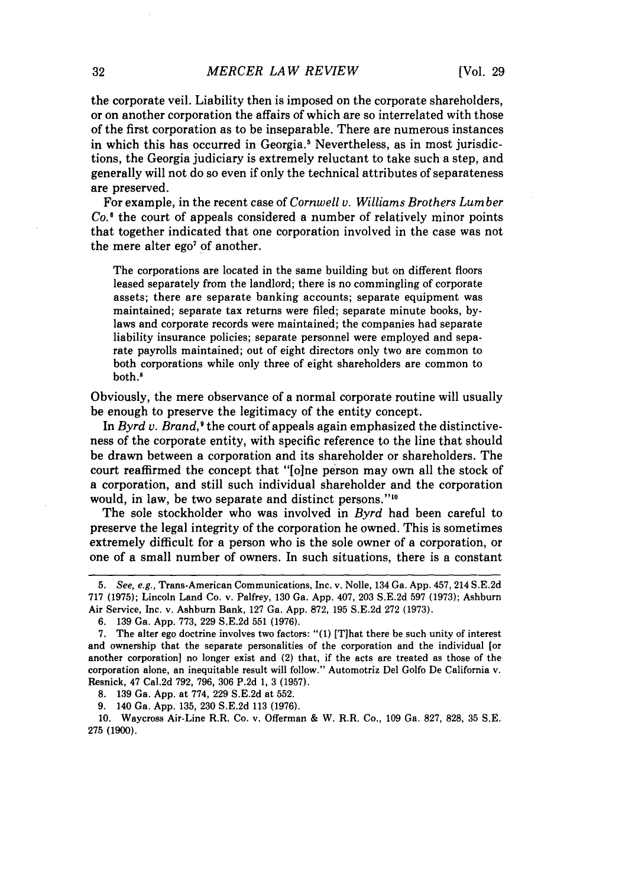the corporate veil. Liability then is imposed on the corporate shareholders, or on another corporation the affairs of which are so interrelated with those of the first corporation as to be inseparable. There are numerous instances in which this has occurred in Georgia.[5] Nevertheless, as in most jurisdictions, the Georgia judiciary is extremely reluctant to take such a step, and generally will not do so even if only the technical attributes of separateness are preserved.

For example, in the recent case of *Cornwell v. Williams Brothers Lumber Co.*[6] the court of appeals considered a number of relatively minor points that together indicated that one corporation involved in the case was not the mere alter ego[7] of another.

> The corporations are located in the same building but on different floors leased separately from the landlord; there is no commingling of corporate assets; there are separate banking accounts; separate equipment was maintained; separate tax returns were filed; separate minute books, bylaws and corporate records were maintained; the companies had separate liability insurance policies; separate personnel were employed and separate payrolls maintained; out of eight directors only two are common to both corporations while only three of eight shareholders are common to both.[8]

Obviously, the mere observance of a normal corporate routine will usually be enough to preserve the legitimacy of the entity concept.

In *Byrd v. Brand*,[9] the court of appeals again emphasized the distinctiveness of the corporate entity, with specific reference to the line that should be drawn between a corporation and its shareholder or shareholders. The court reaffirmed the concept that "[o]ne person may own all the stock of a corporation, and still such individual shareholder and the corporation would, in law, be two separate and distinct persons."[10]

The sole stockholder who was involved in *Byrd* had been careful to preserve the legal integrity of the corporation he owned. This is sometimes extremely difficult for a person who is the sole owner of a corporation, or one of a small number of owners. In such situations, there is a constant

---

5. *See, e.g.*, Trans-American Communications, Inc. v. Nolle, 134 Ga. App. 457, 214 S.E.2d 717 (1975); Lincoln Land Co. v. Palfrey, 130 Ga. App. 407, 203 S.E.2d 597 (1973); Ashburn Air Service, Inc. v. Ashburn Bank, 127 Ga. App. 872, 195 S.E.2d 272 (1973).

6. 139 Ga. App. 773, 229 S.E.2d 551 (1976).

7. The alter ego doctrine involves two factors: "(1) [T]hat there be such unity of interest and ownership that the separate personalities of the corporation and the individual [or another corporation] no longer exist and (2) that, if the acts are treated as those of the corporation alone, an inequitable result will follow." Automotriz Del Golfo De California v. Resnick, 47 Cal.2d 792, 796, 306 P.2d 1, 3 (1957).

8. 139 Ga. App. at 774, 229 S.E.2d at 552.

9. 140 Ga. App. 135, 230 S.E.2d 113 (1976).

10. Waycross Air-Line R.R. Co. v. Offerman & W. R.R. Co., 109 Ga. 827, 828, 35 S.E. 275 (1900).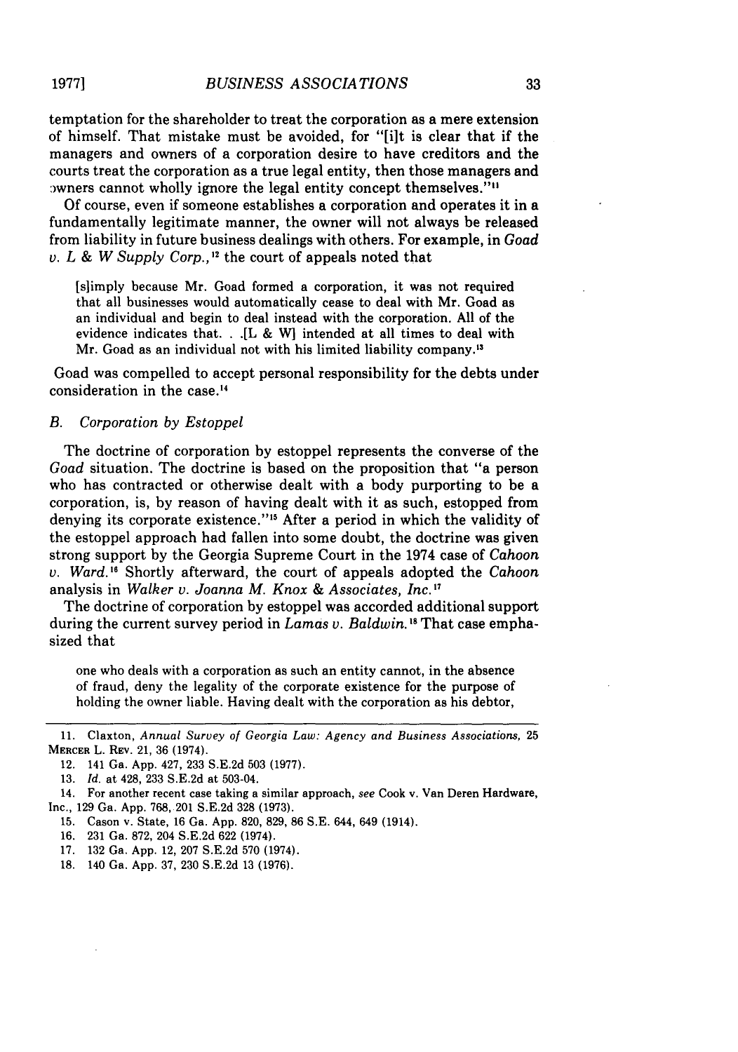temptation for the shareholder to treat the corporation as a mere extension of himself. That mistake must be avoided, for "[i]t is clear that if the managers and owners of a corporation desire to have creditors and the courts treat the corporation as a true legal entity, then those managers and owners cannot wholly ignore the legal entity concept themselves."[11]

Of course, even if someone establishes a corporation and operates it in a fundamentally legitimate manner, the owner will not always be released from liability in future business dealings with others. For example, in *Goad v. L & W Supply Corp.*,[12] the court of appeals noted that

> [s]imply because Mr. Goad formed a corporation, it was not required that all businesses would automatically cease to deal with Mr. Goad as an individual and begin to deal instead with the corporation. All of the evidence indicates that. . .[L & W] intended at all times to deal with Mr. Goad as an individual not with his limited liability company.[13]

Goad was compelled to accept personal responsibility for the debts under consideration in the case.[14]

### B. *Corporation by Estoppel*

The doctrine of corporation by estoppel represents the converse of the *Goad* situation. The doctrine is based on the proposition that "a person who has contracted or otherwise dealt with a body purporting to be a corporation, is, by reason of having dealt with it as such, estopped from denying its corporate existence."[15] After a period in which the validity of the estoppel approach had fallen into some doubt, the doctrine was given strong support by the Georgia Supreme Court in the 1974 case of *Cahoon v. Ward.*[16] Shortly afterward, the court of appeals adopted the *Cahoon* analysis in *Walker v. Joanna M. Knox & Associates, Inc.*[17]

The doctrine of corporation by estoppel was accorded additional support during the current survey period in *Lamas v. Baldwin.*[18] That case emphasized that

> one who deals with a corporation as such an entity cannot, in the absence of fraud, deny the legality of the corporate existence for the purpose of holding the owner liable. Having dealt with the corporation as his debtor,

---

11. Claxton, *Annual Survey of Georgia Law: Agency and Business Associations*, 25 MERCER L. REV. 21, 36 (1974).
12. 141 Ga. App. 427, 233 S.E.2d 503 (1977).
13. *Id.* at 428, 233 S.E.2d at 503-04.
14. For another recent case taking a similar approach, *see* Cook v. Van Deren Hardware, Inc., 129 Ga. App. 768, 201 S.E.2d 328 (1973).
15. Cason v. State, 16 Ga. App. 820, 829, 86 S.E. 644, 649 (1914).
16. 231 Ga. 872, 204 S.E.2d 622 (1974).
17. 132 Ga. App. 12, 207 S.E.2d 570 (1974).
18. 140 Ga. App. 37, 230 S.E.2d 13 (1976).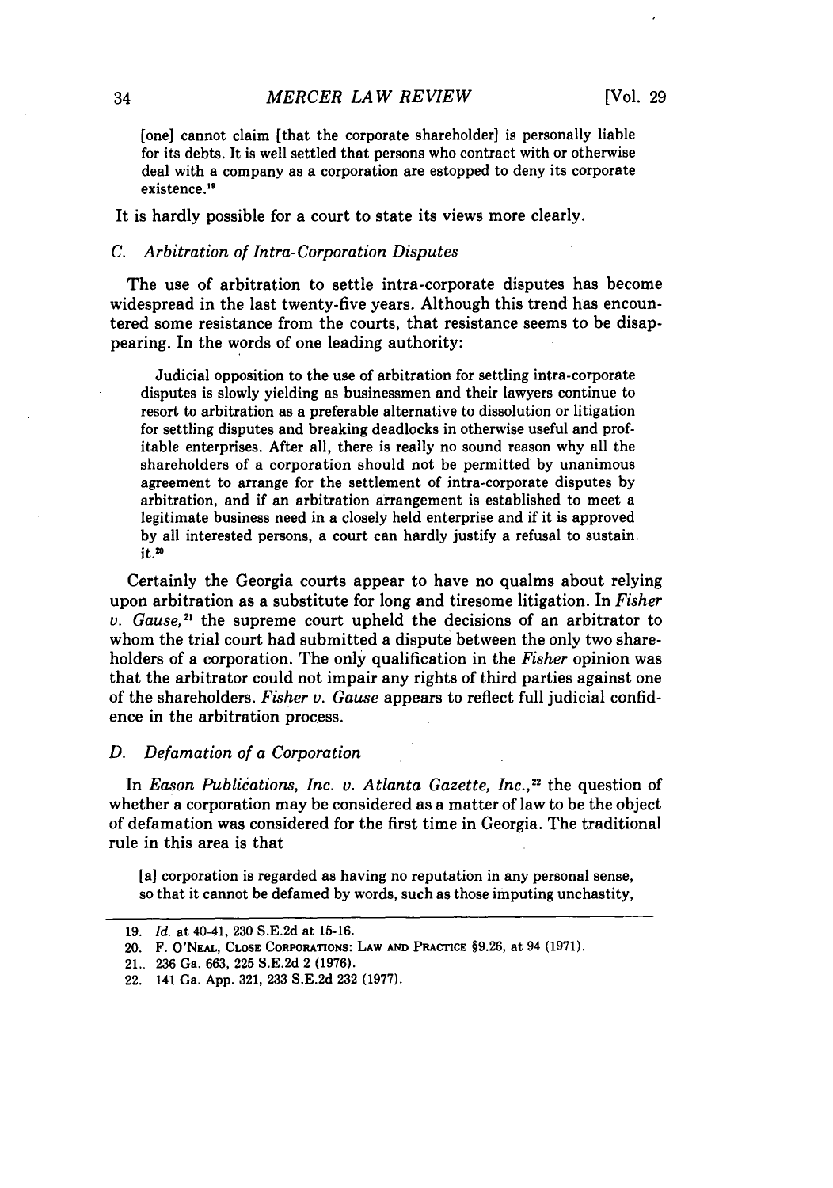> [one] cannot claim [that the corporate shareholder] is personally liable for its debts. It is well settled that persons who contract with or otherwise deal with a company as a corporation are estopped to deny its corporate existence.[19]

It is hardly possible for a court to state its views more clearly.

### *C. Arbitration of Intra-Corporation Disputes*

The use of arbitration to settle intra-corporate disputes has become widespread in the last twenty-five years. Although this trend has encountered some resistance from the courts, that resistance seems to be disappearing. In the words of one leading authority:

> Judicial opposition to the use of arbitration for settling intra-corporate disputes is slowly yielding as businessmen and their lawyers continue to resort to arbitration as a preferable alternative to dissolution or litigation for settling disputes and breaking deadlocks in otherwise useful and profitable enterprises. After all, there is really no sound reason why all the shareholders of a corporation should not be permitted by unanimous agreement to arrange for the settlement of intra-corporate disputes by arbitration, and if an arbitration arrangement is established to meet a legitimate business need in a closely held enterprise and if it is approved by all interested persons, a court can hardly justify a refusal to sustain it.[20]

Certainly the Georgia courts appear to have no qualms about relying upon arbitration as a substitute for long and tiresome litigation. In *Fisher v. Gause*,[21] the supreme court upheld the decisions of an arbitrator to whom the trial court had submitted a dispute between the only two shareholders of a corporation. The only qualification in the *Fisher* opinion was that the arbitrator could not impair any rights of third parties against one of the shareholders. *Fisher v. Gause* appears to reflect full judicial confidence in the arbitration process.

### *D. Defamation of a Corporation*

In *Eason Publications, Inc. v. Atlanta Gazette, Inc.*,[22] the question of whether a corporation may be considered as a matter of law to be the object of defamation was considered for the first time in Georgia. The traditional rule in this area is that

> [a] corporation is regarded as having no reputation in any personal sense, so that it cannot be defamed by words, such as those imputing unchastity,

---

19. *Id.* at 40-41, 230 S.E.2d at 15-16.
20. F. O'NEAL, CLOSE CORPORATIONS: LAW AND PRACTICE §9.26, at 94 (1971).
21. 236 Ga. 663, 225 S.E.2d 2 (1976).
22. 141 Ga. App. 321, 233 S.E.2d 232 (1977).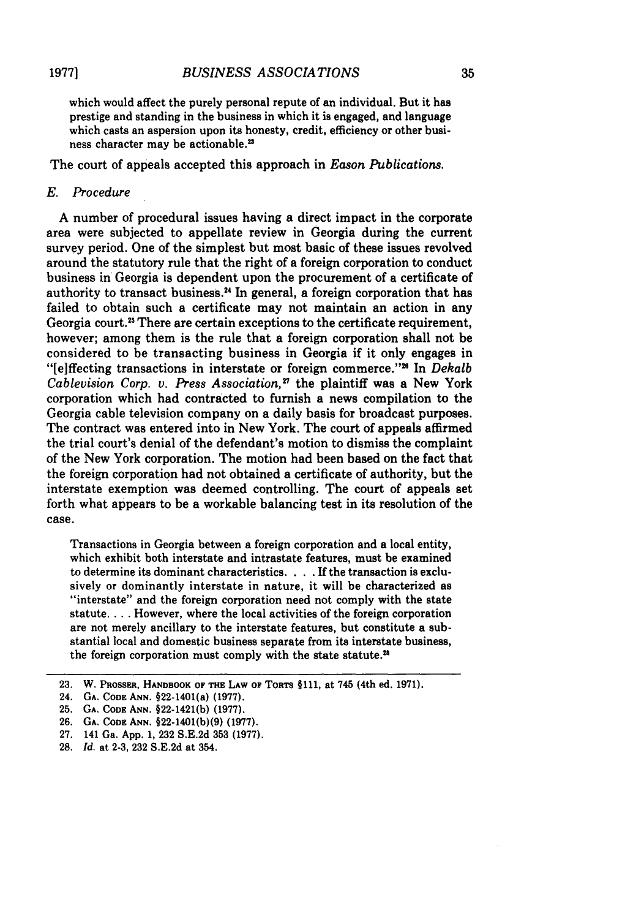which would affect the purely personal repute of an individual. But it has prestige and standing in the business in which it is engaged, and language which casts an aspersion upon its honesty, credit, efficiency or other business character may be actionable.[23]

The court of appeals accepted this approach in *Eason Publications.*

### *E. Procedure*

A number of procedural issues having a direct impact in the corporate area were subjected to appellate review in Georgia during the current survey period. One of the simplest but most basic of these issues revolved around the statutory rule that the right of a foreign corporation to conduct business in Georgia is dependent upon the procurement of a certificate of authority to transact business.[24] In general, a foreign corporation that has failed to obtain such a certificate may not maintain an action in any Georgia court.[25] There are certain exceptions to the certificate requirement, however; among them is the rule that a foreign corporation shall not be considered to be transacting business in Georgia if it only engages in "[e]ffecting transactions in interstate or foreign commerce."[26] In *Dekalb Cablevision Corp. v. Press Association,*[27] the plaintiff was a New York corporation which had contracted to furnish a news compilation to the Georgia cable television company on a daily basis for broadcast purposes. The contract was entered into in New York. The court of appeals affirmed the trial court's denial of the defendant's motion to dismiss the complaint of the New York corporation. The motion had been based on the fact that the foreign corporation had not obtained a certificate of authority, but the interstate exemption was deemed controlling. The court of appeals set forth what appears to be a workable balancing test in its resolution of the case.

> Transactions in Georgia between a foreign corporation and a local entity, which exhibit both interstate and intrastate features, must be examined to determine its dominant characteristics. . . . If the transaction is exclusively or dominantly interstate in nature, it will be characterized as "interstate" and the foreign corporation need not comply with the state statute. . . . However, where the local activities of the foreign corporation are not merely ancillary to the interstate features, but constitute a substantial local and domestic business separate from its interstate business, the foreign corporation must comply with the state statute.[28]

---

23. W. Prosser, Handbook of the Law of Torts §111, at 745 (4th ed. 1971).
24. Ga. Code Ann. §22-1401(a) (1977).
25. Ga. Code Ann. §22-1421(b) (1977).
26. Ga. Code Ann. §22-1401(b)(9) (1977).
27. 141 Ga. App. 1, 232 S.E.2d 353 (1977).
28. *Id.* at 2-3, 232 S.E.2d at 354.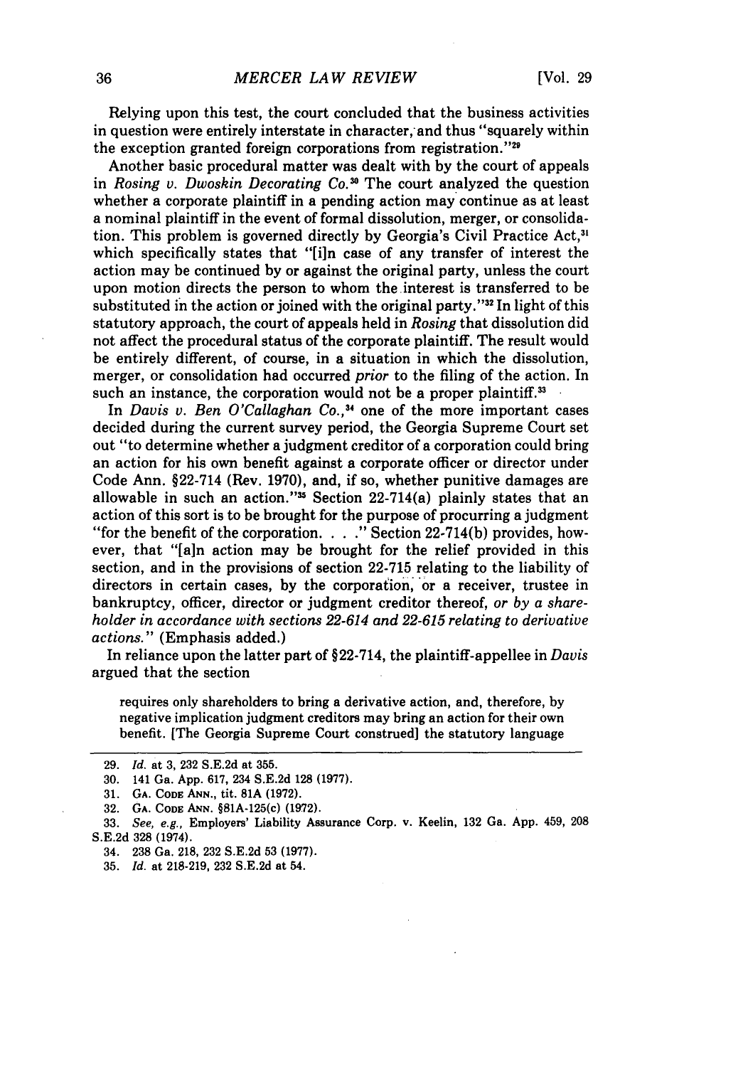Relying upon this test, the court concluded that the business activities in question were entirely interstate in character, and thus "squarely within the exception granted foreign corporations from registration."[29]

Another basic procedural matter was dealt with by the court of appeals in *Rosing v. Dwoskin Decorating Co.*[30] The court analyzed the question whether a corporate plaintiff in a pending action may continue as at least a nominal plaintiff in the event of formal dissolution, merger, or consolidation. This problem is governed directly by Georgia's Civil Practice Act,[31] which specifically states that "[i]n case of any transfer of interest the action may be continued by or against the original party, unless the court upon motion directs the person to whom the interest is transferred to be substituted in the action or joined with the original party."[32] In light of this statutory approach, the court of appeals held in *Rosing* that dissolution did not affect the procedural status of the corporate plaintiff. The result would be entirely different, of course, in a situation in which the dissolution, merger, or consolidation had occurred *prior* to the filing of the action. In such an instance, the corporation would not be a proper plaintiff.[33]

In *Davis v. Ben O'Callaghan Co.*,[34] one of the more important cases decided during the current survey period, the Georgia Supreme Court set out "to determine whether a judgment creditor of a corporation could bring an action for his own benefit against a corporate officer or director under Code Ann. §22-714 (Rev. 1970), and, if so, whether punitive damages are allowable in such an action."[35] Section 22-714(a) plainly states that an action of this sort is to be brought for the purpose of procuring a judgment "for the benefit of the corporation. . . ." Section 22-714(b) provides, however, that "[a]n action may be brought for the relief provided in this section, and in the provisions of section 22-715 relating to the liability of directors in certain cases, by the corporation, or a receiver, trustee in bankruptcy, officer, director or judgment creditor thereof, *or by a shareholder in accordance with sections 22-614 and 22-615 relating to derivative actions.*" (Emphasis added.)

In reliance upon the latter part of §22-714, the plaintiff-appellee in *Davis* argued that the section

> requires only shareholders to bring a derivative action, and, therefore, by negative implication judgment creditors may bring an action for their own benefit. [The Georgia Supreme Court construed] the statutory language

---

29. *Id.* at 3, 232 S.E.2d at 355.

30. 141 Ga. App. 617, 234 S.E.2d 128 (1977).

31. GA. CODE ANN., tit. 81A (1972).

32. GA. CODE ANN. §81A-125(c) (1972).

33. *See, e.g.*, Employers' Liability Assurance Corp. v. Keelin, 132 Ga. App. 459, 208 S.E.2d 328 (1974).

34. 238 Ga. 218, 232 S.E.2d 53 (1977).

35. *Id.* at 218-219, 232 S.E.2d at 54.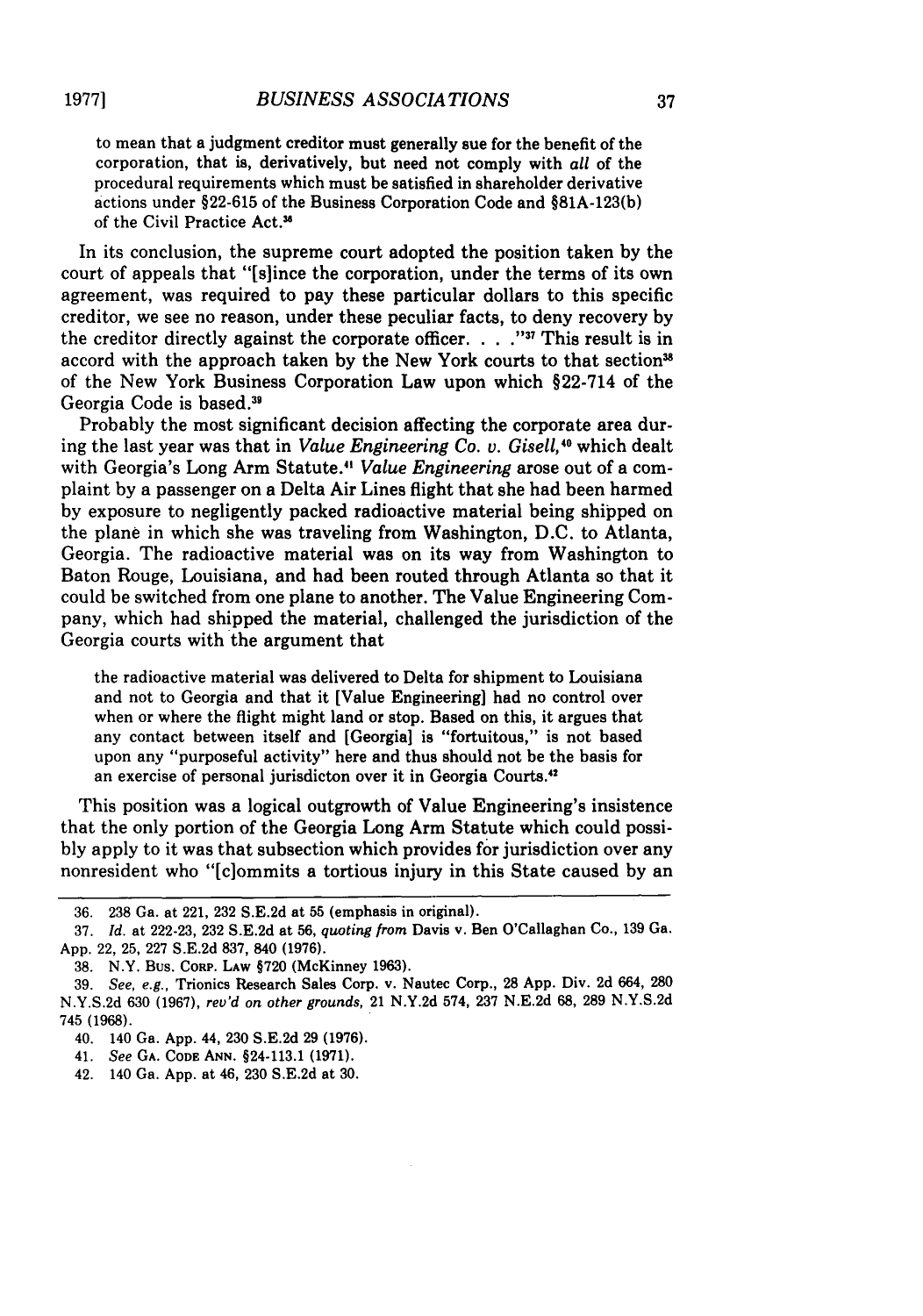> to mean that a judgment creditor must generally sue for the benefit of the corporation, that is, derivatively, but need not comply with *all* of the procedural requirements which must be satisfied in shareholder derivative actions under §22-615 of the Business Corporation Code and §81A-123(b) of the Civil Practice Act.[36]

In its conclusion, the supreme court adopted the position taken by the court of appeals that "[s]ince the corporation, under the terms of its own agreement, was required to pay these particular dollars to this specific creditor, we see no reason, under these peculiar facts, to deny recovery by the creditor directly against the corporate officer. . . ."[37] This result is in accord with the approach taken by the New York courts to that section[38] of the New York Business Corporation Law upon which §22-714 of the Georgia Code is based.[39]

Probably the most significant decision affecting the corporate area during the last year was that in *Value Engineering Co. v. Gisell*,[40] which dealt with Georgia's Long Arm Statute.[41] *Value Engineering* arose out of a complaint by a passenger on a Delta Air Lines flight that she had been harmed by exposure to negligently packed radioactive material being shipped on the plane in which she was traveling from Washington, D.C. to Atlanta, Georgia. The radioactive material was on its way from Washington to Baton Rouge, Louisiana, and had been routed through Atlanta so that it could be switched from one plane to another. The Value Engineering Company, which had shipped the material, challenged the jurisdiction of the Georgia courts with the argument that

> the radioactive material was delivered to Delta for shipment to Louisiana and not to Georgia and that it [Value Engineering] had no control over when or where the flight might land or stop. Based on this, it argues that any contact between itself and [Georgia] is "fortuitous," is not based upon any "purposeful activity" here and thus should not be the basis for an exercise of personal jurisdicton over it in Georgia Courts.[42]

This position was a logical outgrowth of Value Engineering's insistence that the only portion of the Georgia Long Arm Statute which could possibly apply to it was that subsection which provides for jurisdiction over any nonresident who "[c]ommits a tortious injury in this State caused by an

---

36. 238 Ga. at 221, 232 S.E.2d at 55 (emphasis in original).

37. *Id.* at 222-23, 232 S.E.2d at 56, *quoting from* Davis v. Ben O'Callaghan Co., 139 Ga. App. 22, 25, 227 S.E.2d 837, 840 (1976).

38. N.Y. BUS. CORP. LAW §720 (McKinney 1963).

39. *See, e.g.*, Trionics Research Sales Corp. v. Nautec Corp., 28 App. Div. 2d 664, 280 N.Y.S.2d 630 (1967), *rev'd on other grounds*, 21 N.Y.2d 574, 237 N.E.2d 68, 289 N.Y.S.2d 745 (1968).

40. 140 Ga. App. 44, 230 S.E.2d 29 (1976).

41. *See* GA. CODE ANN. §24-113.1 (1971).

42. 140 Ga. App. at 46, 230 S.E.2d at 30.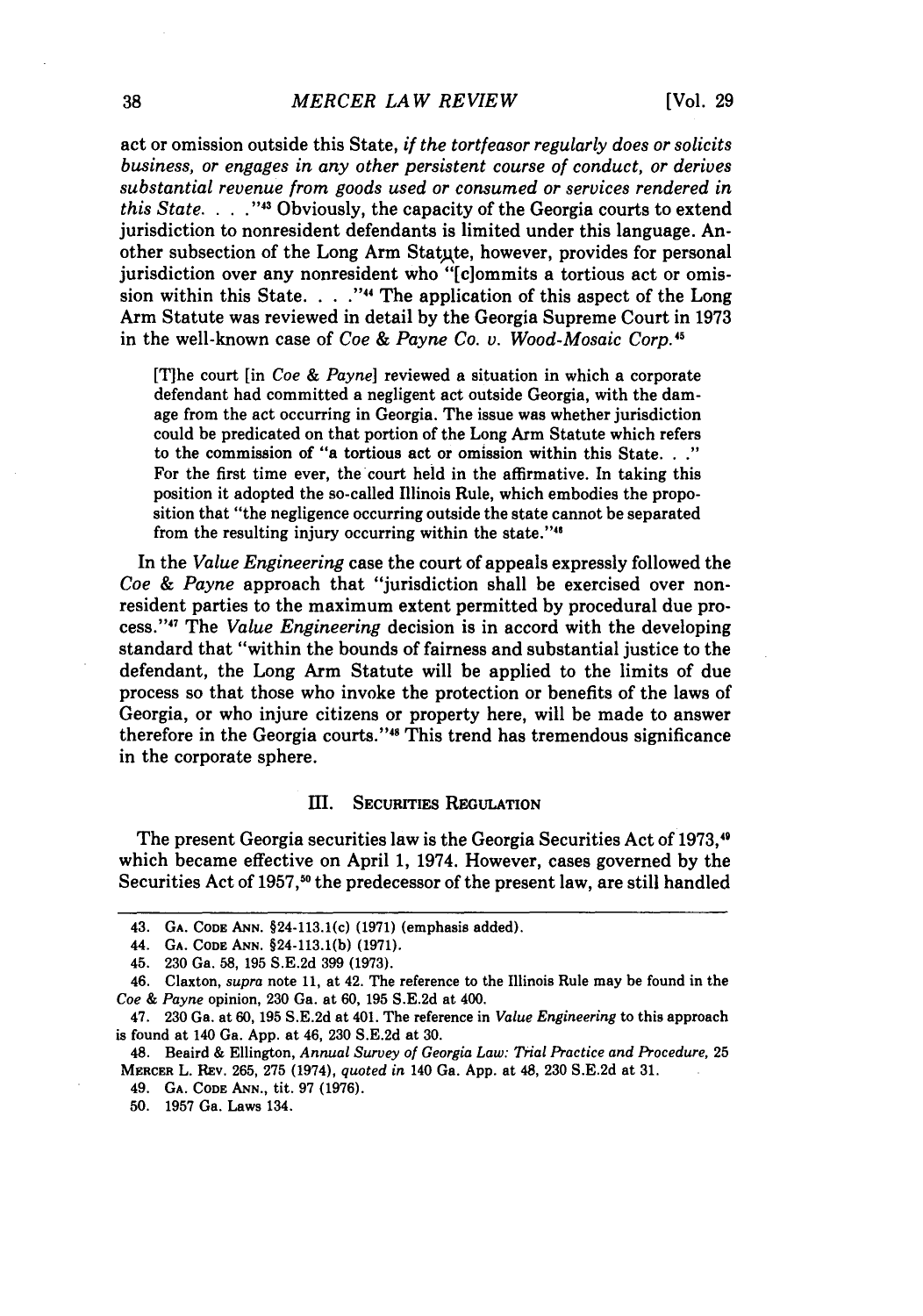act or omission outside this State, *if the tortfeasor regularly does or solicits business, or engages in any other persistent course of conduct, or derives substantial revenue from goods used or consumed or services rendered in this State. . . .*"[43] Obviously, the capacity of the Georgia courts to extend jurisdiction to nonresident defendants is limited under this language. Another subsection of the Long Arm Statute, however, provides for personal jurisdiction over any nonresident who "[c]ommits a tortious act or omission within this State. . . ."[44] The application of this aspect of the Long Arm Statute was reviewed in detail by the Georgia Supreme Court in 1973 in the well-known case of *Coe & Payne Co. v. Wood-Mosaic Corp.*[45]

> [T]he court [in *Coe & Payne*] reviewed a situation in which a corporate defendant had committed a negligent act outside Georgia, with the damage from the act occurring in Georgia. The issue was whether jurisdiction could be predicated on that portion of the Long Arm Statute which refers to the commission of "a tortious act or omission within this State. . ." For the first time ever, the court held in the affirmative. In taking this position it adopted the so-called Illinois Rule, which embodies the proposition that "the negligence occurring outside the state cannot be separated from the resulting injury occurring within the state."[46]

In the *Value Engineering* case the court of appeals expressly followed the *Coe & Payne* approach that "jurisdiction shall be exercised over nonresident parties to the maximum extent permitted by procedural due process."[47] The *Value Engineering* decision is in accord with the developing standard that "within the bounds of fairness and substantial justice to the defendant, the Long Arm Statute will be applied to the limits of due process so that those who invoke the protection or benefits of the laws of Georgia, or who injure citizens or property here, will be made to answer therefore in the Georgia courts."[48] This trend has tremendous significance in the corporate sphere.

## III. Securities Regulation

The present Georgia securities law is the Georgia Securities Act of 1973,[49] which became effective on April 1, 1974. However, cases governed by the Securities Act of 1957,[50] the predecessor of the present law, are still handled

---

43. Ga. Code Ann. §24-113.1(c) (1971) (emphasis added).

44. Ga. Code Ann. §24-113.1(b) (1971).

45. 230 Ga. 58, 195 S.E.2d 399 (1973).

46. Claxton, *supra* note 11, at 42. The reference to the Illinois Rule may be found in the *Coe & Payne* opinion, 230 Ga. at 60, 195 S.E.2d at 400.

47. 230 Ga. at 60, 195 S.E.2d at 401. The reference in *Value Engineering* to this approach is found at 140 Ga. App. at 46, 230 S.E.2d at 30.

48. Beaird & Ellington, *Annual Survey of Georgia Law: Trial Practice and Procedure*, 25 Mercer L. Rev. 265, 275 (1974), *quoted in* 140 Ga. App. at 48, 230 S.E.2d at 31.

49. Ga. Code Ann., tit. 97 (1976).

50. 1957 Ga. Laws 134.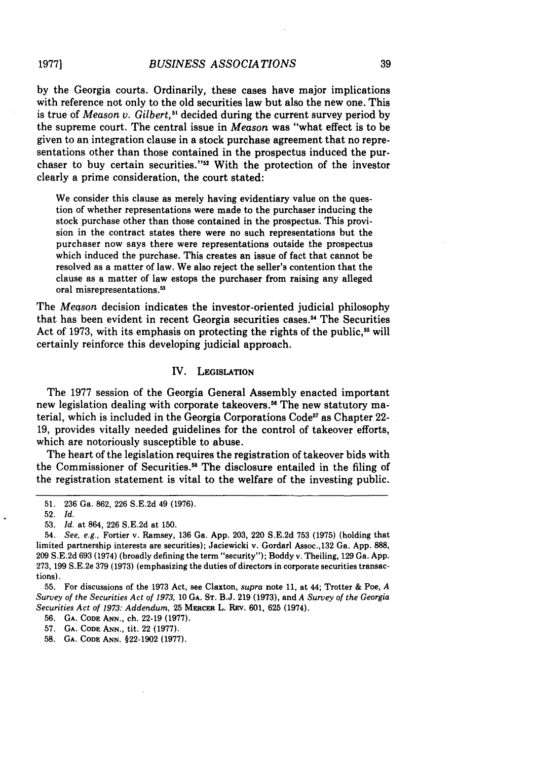by the Georgia courts. Ordinarily, these cases have major implications with reference not only to the old securities law but also the new one. This is true of *Meason v. Gilbert,*[51] decided during the current survey period by the supreme court. The central issue in *Meason* was "what effect is to be given to an integration clause in a stock purchase agreement that no representations other than those contained in the prospectus induced the purchaser to buy certain securities."[52] With the protection of the investor clearly a prime consideration, the court stated:

> We consider this clause as merely having evidentiary value on the question of whether representations were made to the purchaser inducing the stock purchase other than those contained in the prospectus. This provision in the contract states there were no such representations but the purchaser now says there were representations outside the prospectus which induced the purchase. This creates an issue of fact that cannot be resolved as a matter of law. We also reject the seller's contention that the clause as a matter of law estops the purchaser from raising any alleged oral misrepresentations.[53]

The *Meason* decision indicates the investor-oriented judicial philosophy that has been evident in recent Georgia securities cases.[54] The Securities Act of 1973, with its emphasis on protecting the rights of the public,[55] will certainly reinforce this developing judicial approach.

## IV. Legislation

The 1977 session of the Georgia General Assembly enacted important new legislation dealing with corporate takeovers.[56] The new statutory material, which is included in the Georgia Corporations Code[57] as Chapter 22-19, provides vitally needed guidelines for the control of takeover efforts, which are notoriously susceptible to abuse.

The heart of the legislation requires the registration of takeover bids with the Commissioner of Securities.[58] The disclosure entailed in the filing of the registration statement is vital to the welfare of the investing public.

---

51. 236 Ga. 862, 226 S.E.2d 49 (1976).

52. *Id.*

53. *Id.* at 864, 226 S.E.2d at 150.

54. *See, e.g.,* Fortier v. Ramsey, 136 Ga. App. 203, 220 S.E.2d 753 (1975) (holding that limited partnership interests are securities); Jaciewicki v. Gordarl Assoc.,132 Ga. App. 888, 209 S.E.2d 693 (1974) (broadly defining the term "security"); Boddy v. Theiling, 129 Ga. App. 273, 199 S.E.2e 379 (1973) (emphasizing the duties of directors in corporate securities transactions).

55. For discussions of the 1973 Act, see Claxton, *supra* note 11, at 44; Trotter & Poe, *A Survey of the Securities Act of 1973,* 10 Ga. St. B.J. 219 (1973), and *A Survey of the Georgia Securities Act of 1973: Addendum,* 25 Mercer L. Rev. 601, 625 (1974).

56. Ga. Code Ann., ch. 22-19 (1977).

57. Ga. Code Ann., tit. 22 (1977).

58. Ga. Code Ann. §22-1902 (1977).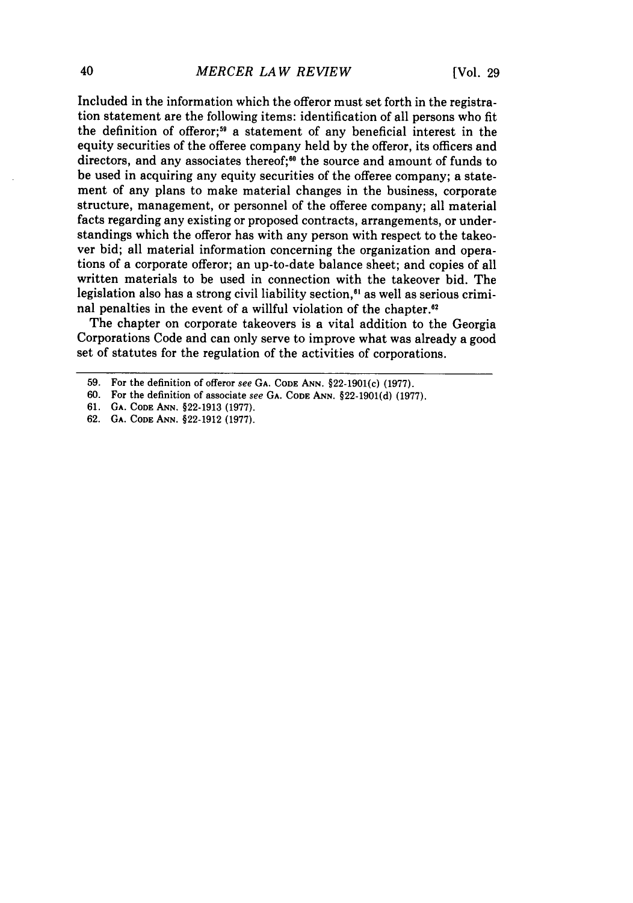Included in the information which the offeror must set forth in the registration statement are the following items: identification of all persons who fit the definition of offeror;[59] a statement of any beneficial interest in the equity securities of the offeree company held by the offeror, its officers and directors, and any associates thereof;[60] the source and amount of funds to be used in acquiring any equity securities of the offeree company; a statement of any plans to make material changes in the business, corporate structure, management, or personnel of the offeree company; all material facts regarding any existing or proposed contracts, arrangements, or understandings which the offeror has with any person with respect to the takeover bid; all material information concerning the organization and operations of a corporate offeror; an up-to-date balance sheet; and copies of all written materials to be used in connection with the takeover bid. The legislation also has a strong civil liability section,[61] as well as serious criminal penalties in the event of a willful violation of the chapter.[62]

The chapter on corporate takeovers is a vital addition to the Georgia Corporations Code and can only serve to improve what was already a good set of statutes for the regulation of the activities of corporations.

---

59. For the definition of offeror *see* GA. CODE ANN. §22-1901(c) (1977).

60. For the definition of associate *see* GA. CODE ANN. §22-1901(d) (1977).

61. GA. CODE ANN. §22-1913 (1977).

62. GA. CODE ANN. §22-1912 (1977).